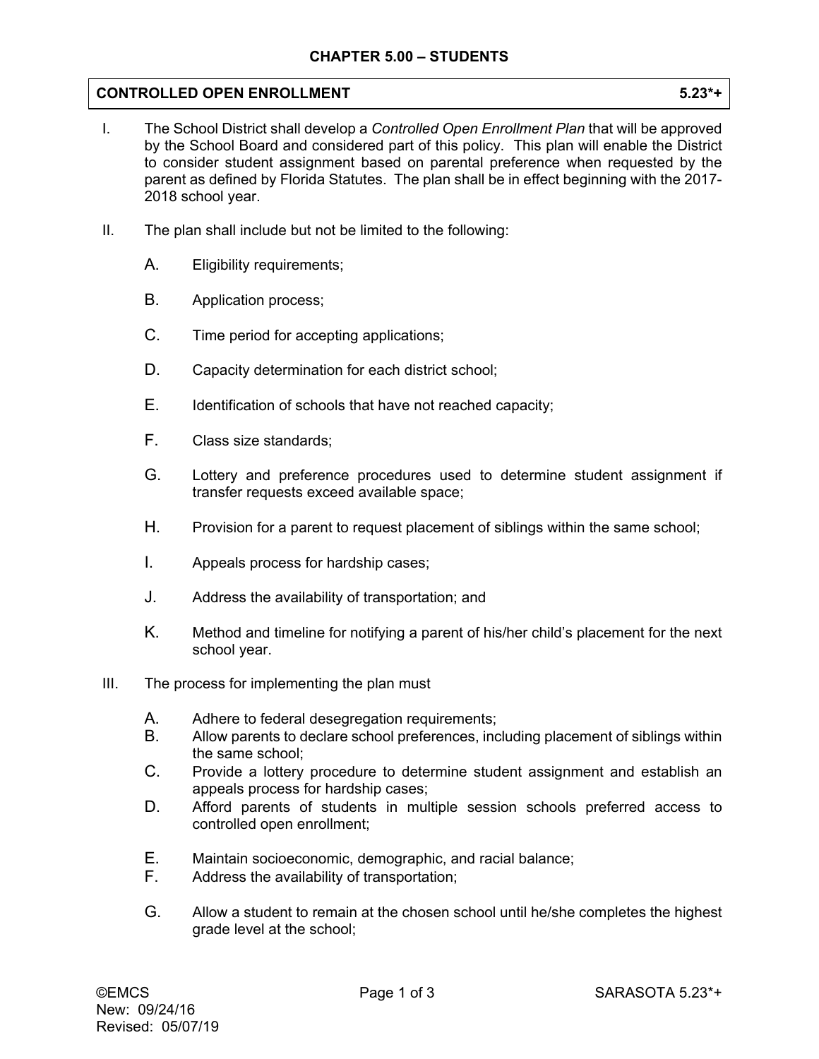## CHAPTER 5.00 – STUDENTS

### CONTROLLED OPEN ENROLLMENT 5.23*+

I. The School District shall develop a *Controlled Open Enrollment Plan* that will be approved by the School Board and considered part of this policy. This plan will enable the District to consider student assignment based on parental preference when requested by the parent as defined by Florida Statutes. The plan shall be in effect beginning with the 2017-2018 school year.

II. The plan shall include but not be limited to the following:

   A. Eligibility requirements;

   B. Application process;

   C. Time period for accepting applications;

   D. Capacity determination for each district school;

   E. Identification of schools that have not reached capacity;

   F. Class size standards;

   G. Lottery and preference procedures used to determine student assignment if transfer requests exceed available space;

   H. Provision for a parent to request placement of siblings within the same school;

   I. Appeals process for hardship cases;

   J. Address the availability of transportation; and

   K. Method and timeline for notifying a parent of his/her child's placement for the next school year.

III. The process for implementing the plan must

   A. Adhere to federal desegregation requirements;
   B. Allow parents to declare school preferences, including placement of siblings within the same school;
   C. Provide a lottery procedure to determine student assignment and establish an appeals process for hardship cases;
   D. Afford parents of students in multiple session schools preferred access to controlled open enrollment;

   E. Maintain socioeconomic, demographic, and racial balance;
   F. Address the availability of transportation;

   G. Allow a student to remain at the chosen school until he/she completes the highest grade level at the school;

©EMCS
New: 09/24/16
Revised: 05/07/19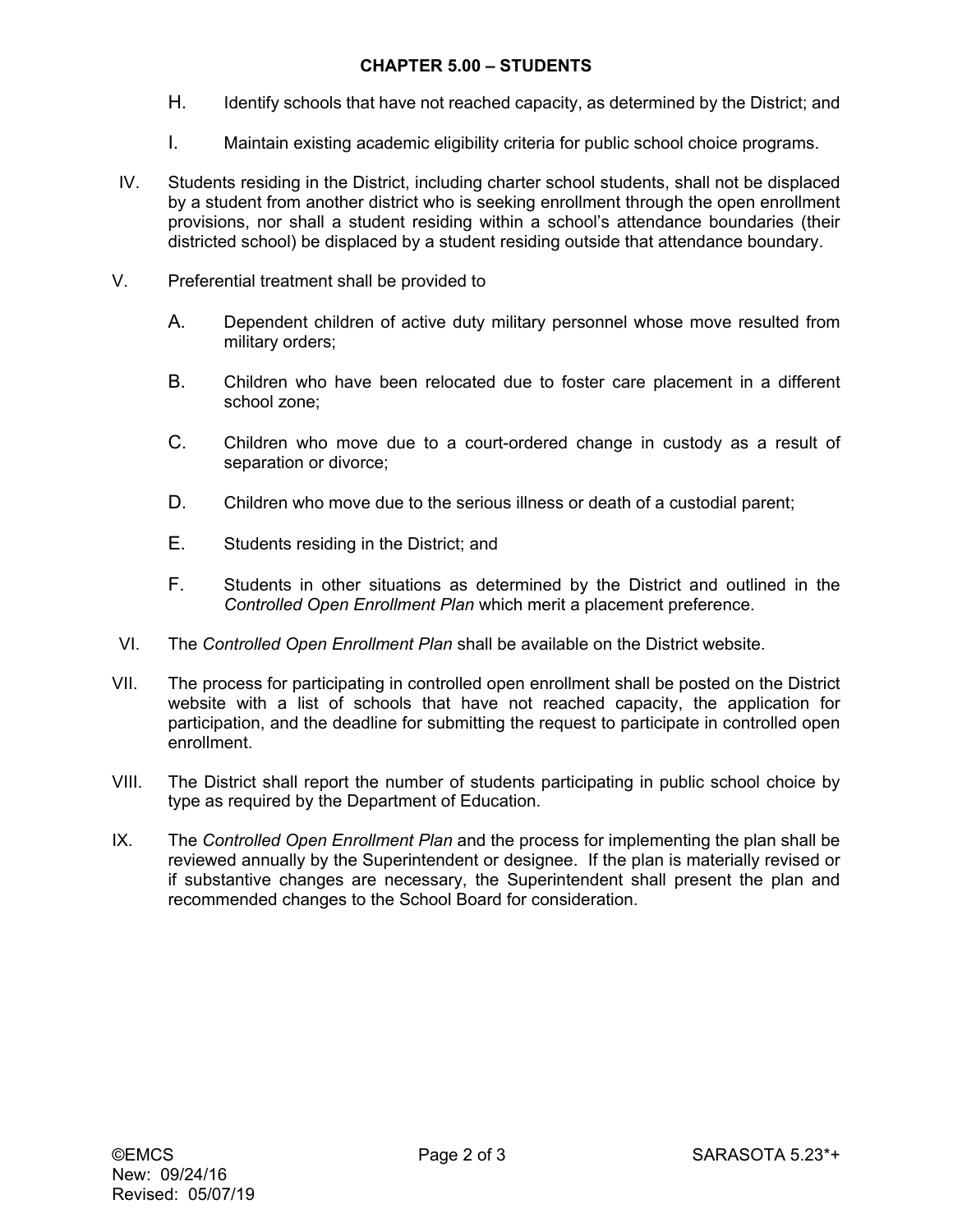H. Identify schools that have not reached capacity, as determined by the District; and

I. Maintain existing academic eligibility criteria for public school choice programs.

IV. Students residing in the District, including charter school students, shall not be displaced by a student from another district who is seeking enrollment through the open enrollment provisions, nor shall a student residing within a school's attendance boundaries (their districted school) be displaced by a student residing outside that attendance boundary.

V. Preferential treatment shall be provided to

A. Dependent children of active duty military personnel whose move resulted from military orders;

B. Children who have been relocated due to foster care placement in a different school zone;

C. Children who move due to a court-ordered change in custody as a result of separation or divorce;

D. Children who move due to the serious illness or death of a custodial parent;

E. Students residing in the District; and

F. Students in other situations as determined by the District and outlined in the *Controlled Open Enrollment Plan* which merit a placement preference.

VI. The *Controlled Open Enrollment Plan* shall be available on the District website.

VII. The process for participating in controlled open enrollment shall be posted on the District website with a list of schools that have not reached capacity, the application for participation, and the deadline for submitting the request to participate in controlled open enrollment.

VIII. The District shall report the number of students participating in public school choice by type as required by the Department of Education.

IX. The *Controlled Open Enrollment Plan* and the process for implementing the plan shall be reviewed annually by the Superintendent or designee. If the plan is materially revised or if substantive changes are necessary, the Superintendent shall present the plan and recommended changes to the School Board for consideration.

©EMCS SARASOTA 5.23*+
New: 09/24/16
Revised: 05/07/19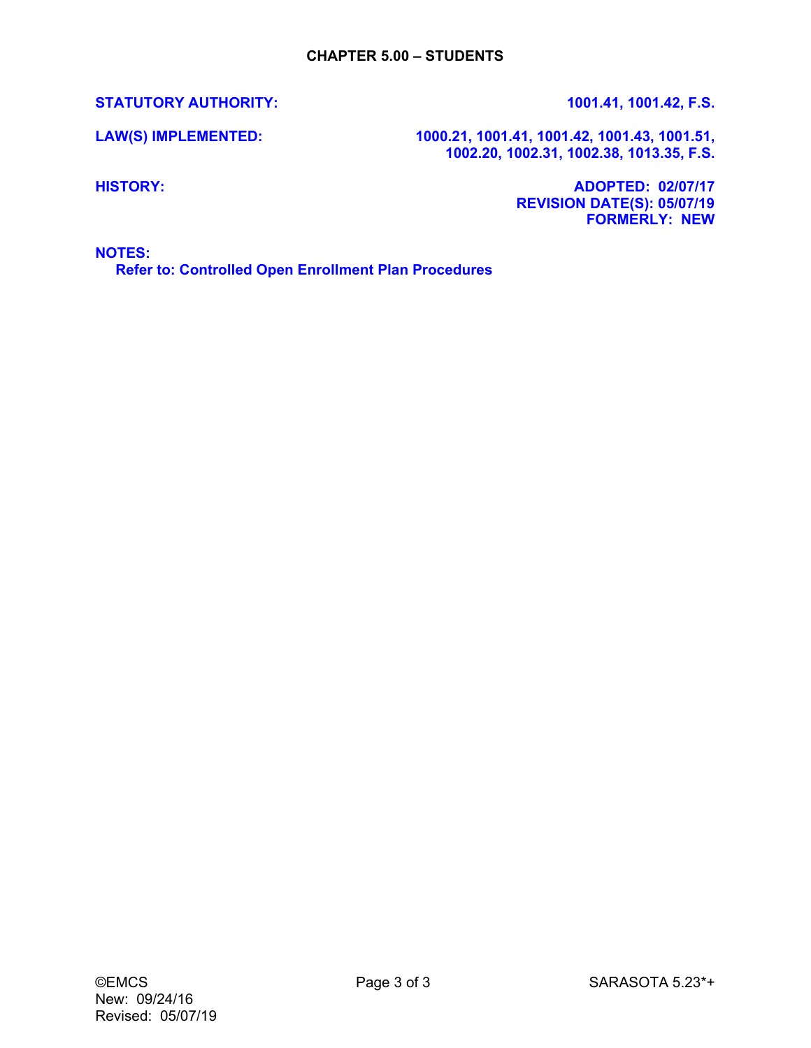**STATUTORY AUTHORITY:** 1001.41, 1001.42, F.S.

**LAW(S) IMPLEMENTED:** 1000.21, 1001.41, 1001.42, 1001.43, 1001.51, 1002.20, 1002.31, 1002.38, 1013.35, F.S.

**HISTORY:**
**ADOPTED: 02/07/17**
**REVISION DATE(S): 05/07/19**
**FORMERLY: NEW**

**NOTES:**
**Refer to: Controlled Open Enrollment Plan Procedures**